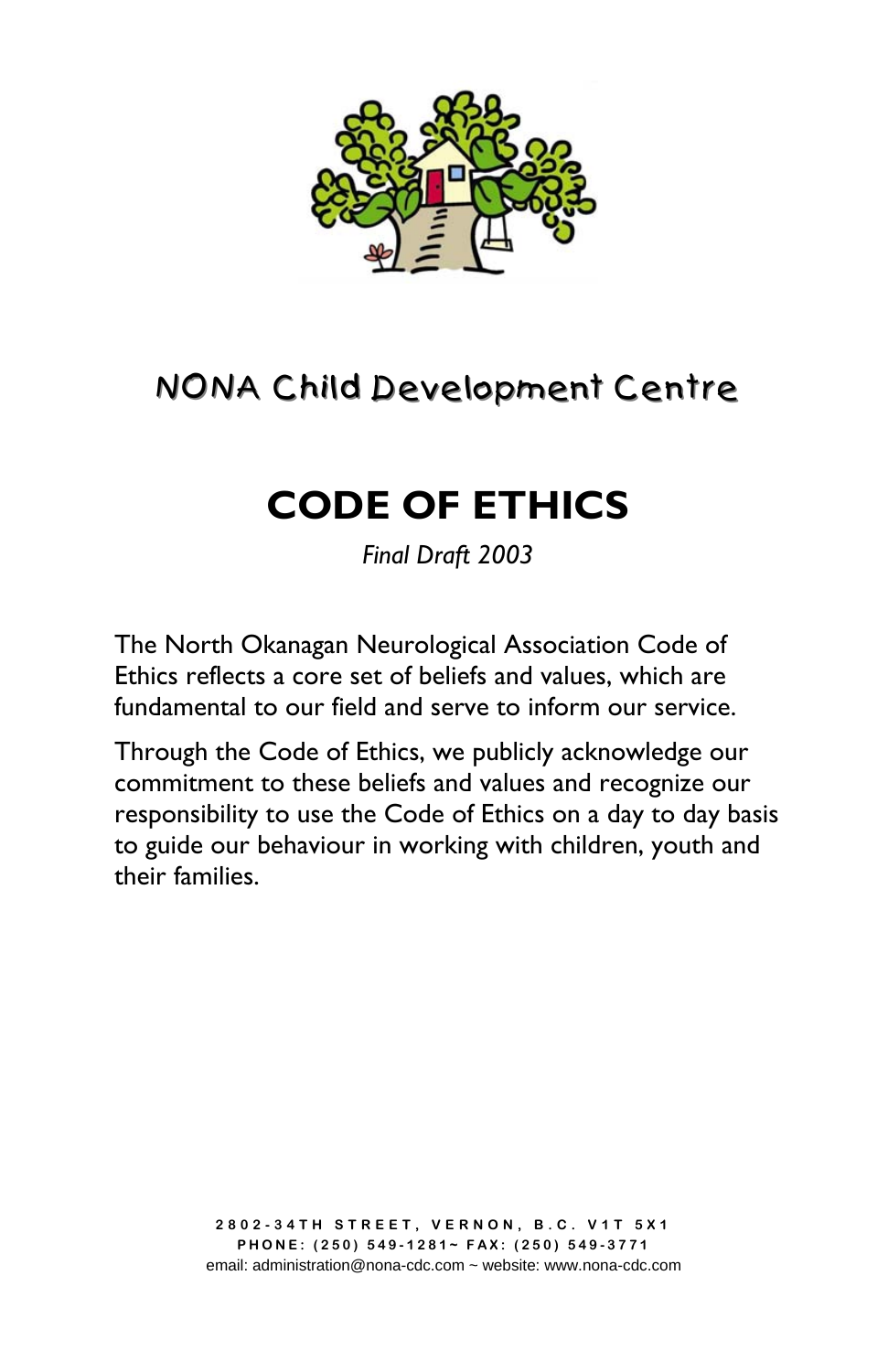## NONA Child Development Centre

# CODE OF ETHICS

*Final Draft 2003*

The North Okanagan Neurological Association Code of Ethics reflects a core set of beliefs and values, which are fundamental to our field and serve to inform our service.

Through the Code of Ethics, we publicly acknowledge our commitment to these beliefs and values and recognize our responsibility to use the Code of Ethics on a day to day basis to guide our behaviour in working with children, youth and their families.

**2802-34TH STREET, VERNON, B.C. V1T 5X1**
**PHONE: (250) 549-1281~ FAX: (250) 549-3771**
email: administration@nona-cdc.com ~ website: www.nona-cdc.com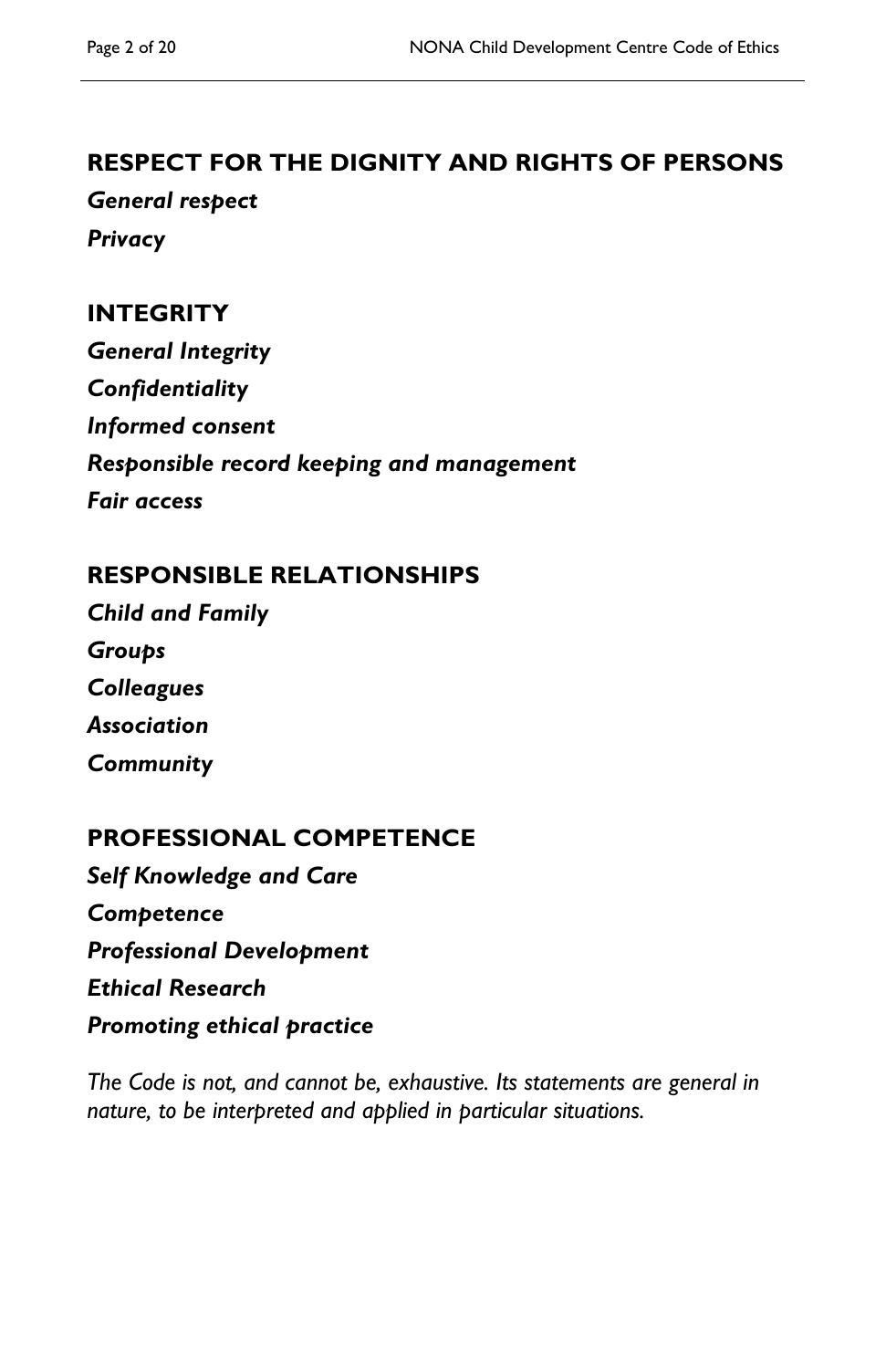## RESPECT FOR THE DIGNITY AND RIGHTS OF PERSONS

***General respect***

***Privacy***

## INTEGRITY

***General Integrity***

***Confidentiality***

***Informed consent***

***Responsible record keeping and management***

***Fair access***

## RESPONSIBLE RELATIONSHIPS

***Child and Family***

***Groups***

***Colleagues***

***Association***

***Community***

## PROFESSIONAL COMPETENCE

***Self Knowledge and Care***

***Competence***

***Professional Development***

***Ethical Research***

***Promoting ethical practice***

*The Code is not, and cannot be, exhaustive. Its statements are general in nature, to be interpreted and applied in particular situations.*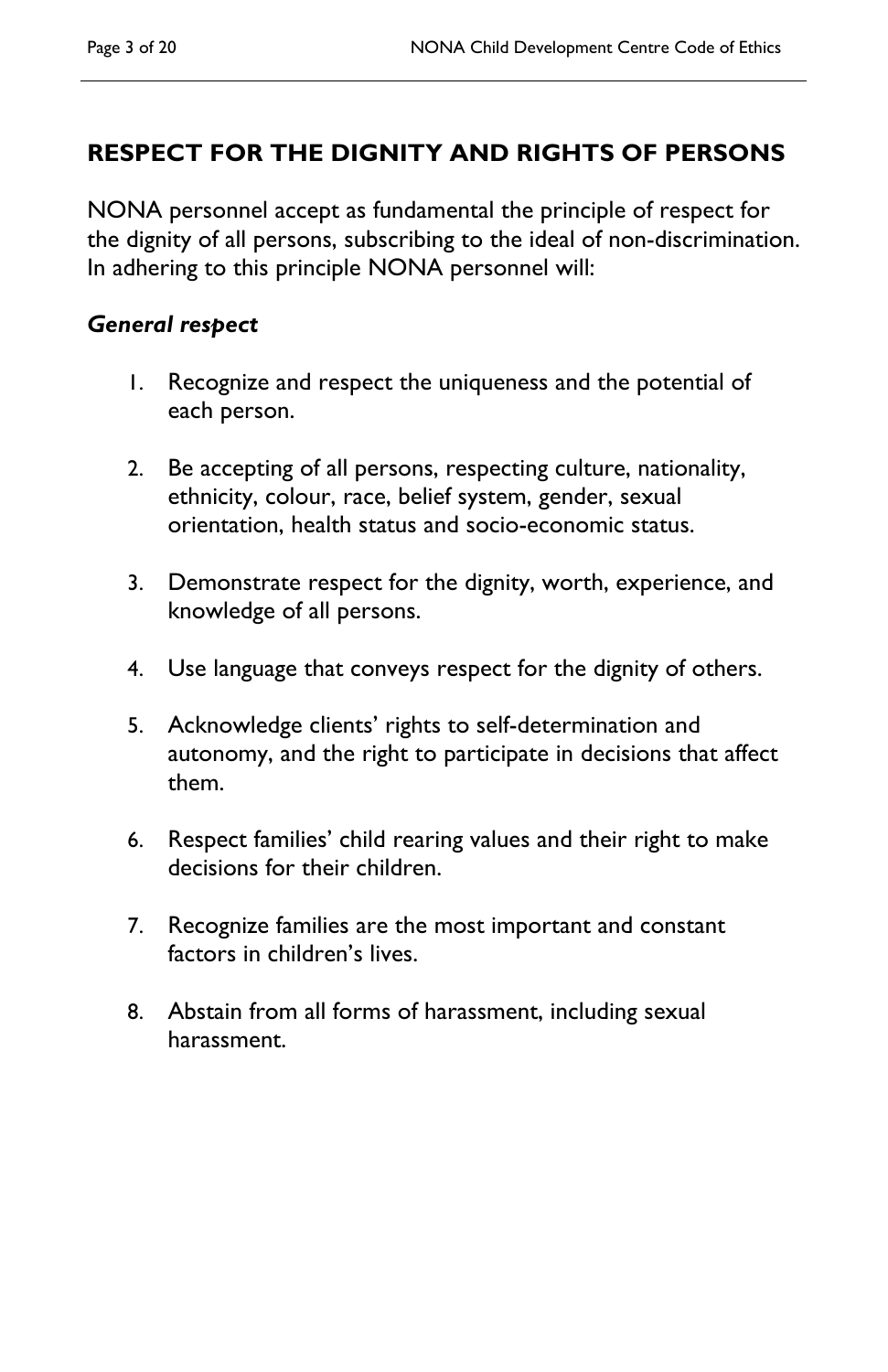## RESPECT FOR THE DIGNITY AND RIGHTS OF PERSONS

NONA personnel accept as fundamental the principle of respect for the dignity of all persons, subscribing to the ideal of non-discrimination. In adhering to this principle NONA personnel will:

### *General respect*

1. Recognize and respect the uniqueness and the potential of each person.

2. Be accepting of all persons, respecting culture, nationality, ethnicity, colour, race, belief system, gender, sexual orientation, health status and socio-economic status.

3. Demonstrate respect for the dignity, worth, experience, and knowledge of all persons.

4. Use language that conveys respect for the dignity of others.

5. Acknowledge clients' rights to self-determination and autonomy, and the right to participate in decisions that affect them.

6. Respect families' child rearing values and their right to make decisions for their children.

7. Recognize families are the most important and constant factors in children's lives.

8. Abstain from all forms of harassment, including sexual harassment.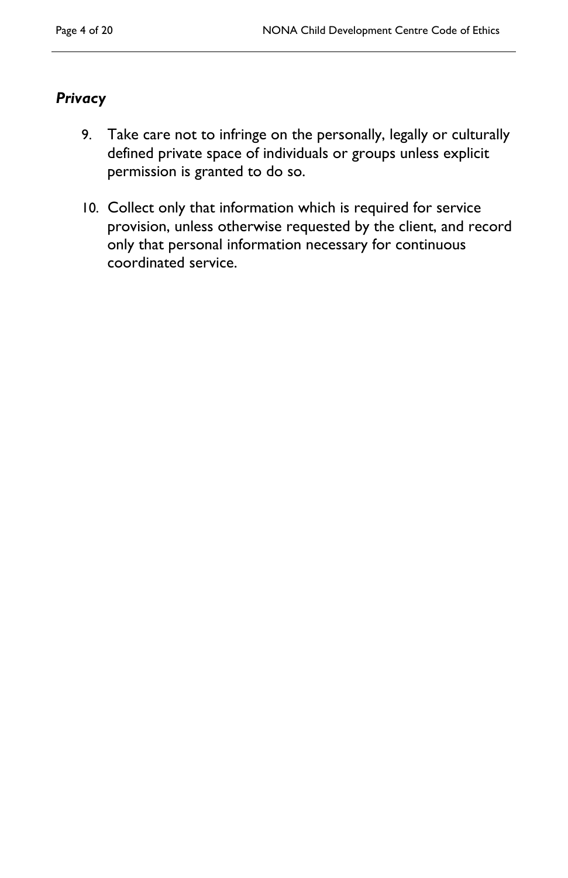### *Privacy*

9. Take care not to infringe on the personally, legally or culturally defined private space of individuals or groups unless explicit permission is granted to do so.

10. Collect only that information which is required for service provision, unless otherwise requested by the client, and record only that personal information necessary for continuous coordinated service.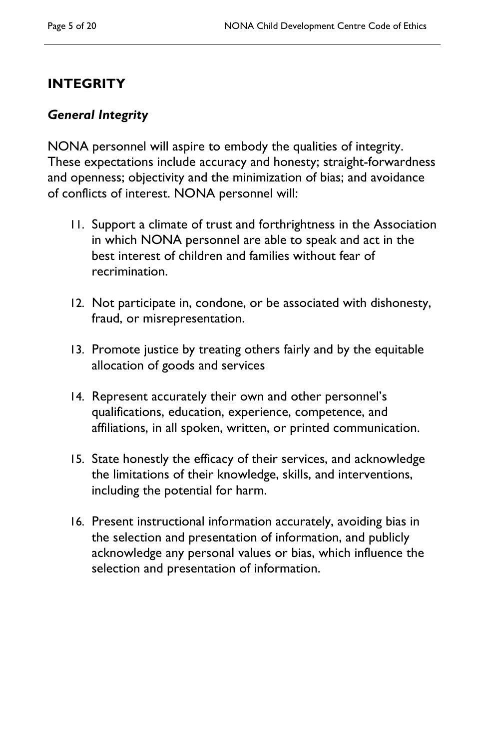## INTEGRITY

### *General Integrity*

NONA personnel will aspire to embody the qualities of integrity. These expectations include accuracy and honesty; straight-forwardness and openness; objectivity and the minimization of bias; and avoidance of conflicts of interest. NONA personnel will:

11. Support a climate of trust and forthrightness in the Association in which NONA personnel are able to speak and act in the best interest of children and families without fear of recrimination.

12. Not participate in, condone, or be associated with dishonesty, fraud, or misrepresentation.

13. Promote justice by treating others fairly and by the equitable allocation of goods and services

14. Represent accurately their own and other personnel's qualifications, education, experience, competence, and affiliations, in all spoken, written, or printed communication.

15. State honestly the efficacy of their services, and acknowledge the limitations of their knowledge, skills, and interventions, including the potential for harm.

16. Present instructional information accurately, avoiding bias in the selection and presentation of information, and publicly acknowledge any personal values or bias, which influence the selection and presentation of information.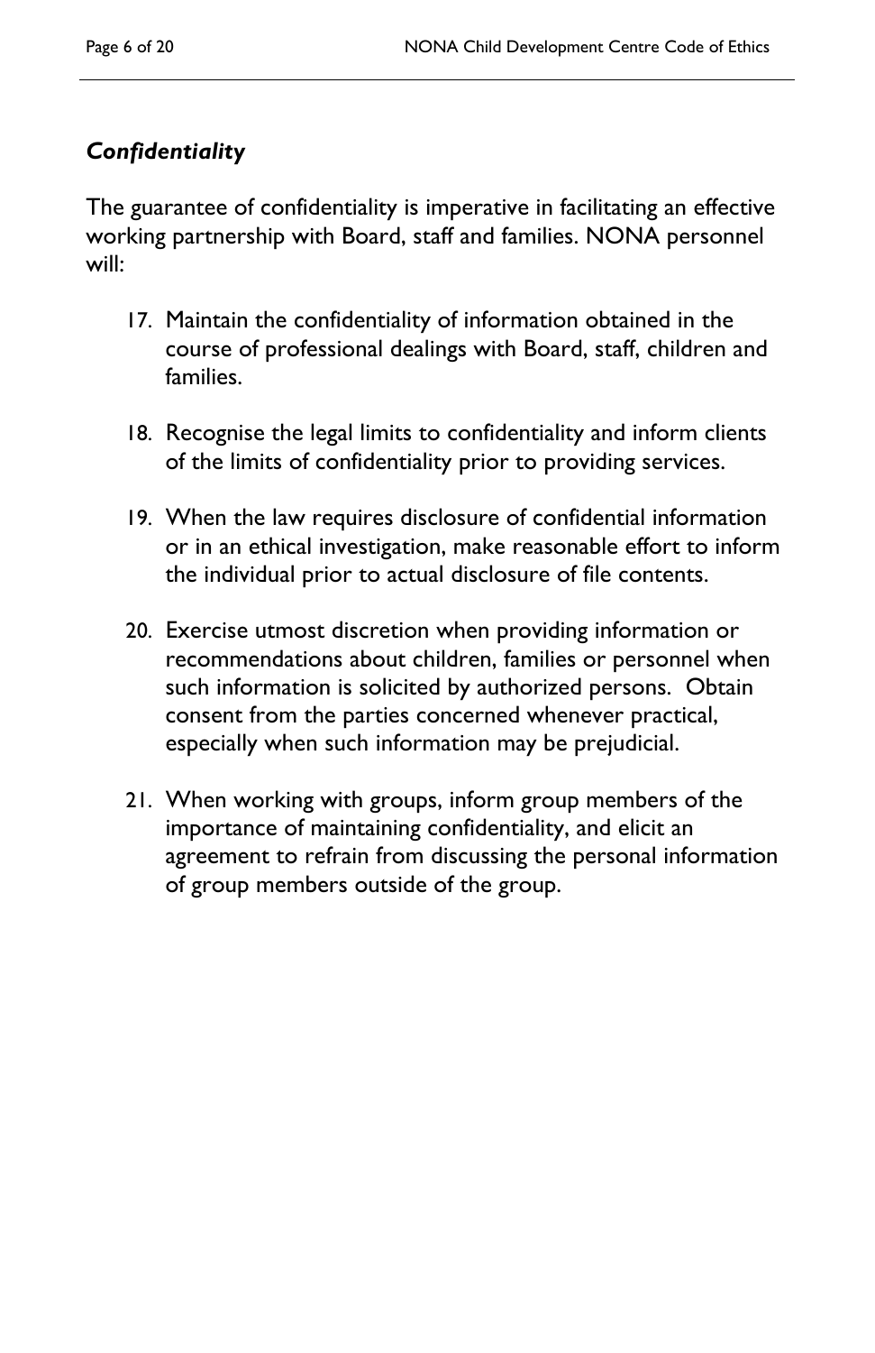### *Confidentiality*

The guarantee of confidentiality is imperative in facilitating an effective working partnership with Board, staff and families. NONA personnel will:

17. Maintain the confidentiality of information obtained in the course of professional dealings with Board, staff, children and families.

18. Recognise the legal limits to confidentiality and inform clients of the limits of confidentiality prior to providing services.

19. When the law requires disclosure of confidential information or in an ethical investigation, make reasonable effort to inform the individual prior to actual disclosure of file contents.

20. Exercise utmost discretion when providing information or recommendations about children, families or personnel when such information is solicited by authorized persons. Obtain consent from the parties concerned whenever practical, especially when such information may be prejudicial.

21. When working with groups, inform group members of the importance of maintaining confidentiality, and elicit an agreement to refrain from discussing the personal information of group members outside of the group.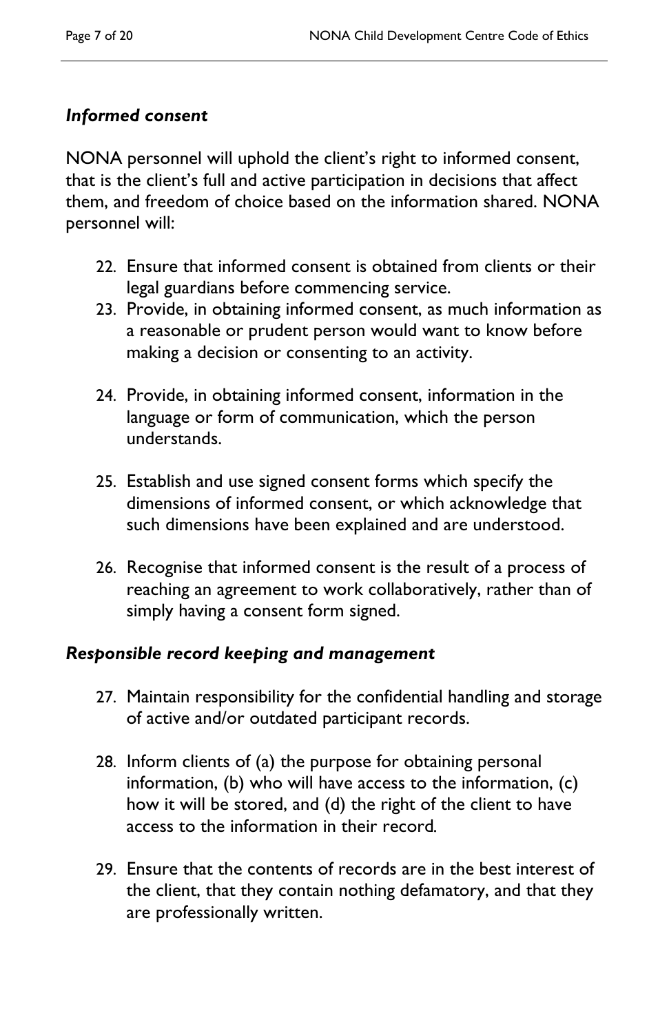### *Informed consent*

NONA personnel will uphold the client's right to informed consent, that is the client's full and active participation in decisions that affect them, and freedom of choice based on the information shared. NONA personnel will:

22. Ensure that informed consent is obtained from clients or their legal guardians before commencing service.
23. Provide, in obtaining informed consent, as much information as a reasonable or prudent person would want to know before making a decision or consenting to an activity.
24. Provide, in obtaining informed consent, information in the language or form of communication, which the person understands.
25. Establish and use signed consent forms which specify the dimensions of informed consent, or which acknowledge that such dimensions have been explained and are understood.
26. Recognise that informed consent is the result of a process of reaching an agreement to work collaboratively, rather than of simply having a consent form signed.

### *Responsible record keeping and management*

27. Maintain responsibility for the confidential handling and storage of active and/or outdated participant records.
28. Inform clients of (a) the purpose for obtaining personal information, (b) who will have access to the information, (c) how it will be stored, and (d) the right of the client to have access to the information in their record.
29. Ensure that the contents of records are in the best interest of the client, that they contain nothing defamatory, and that they are professionally written.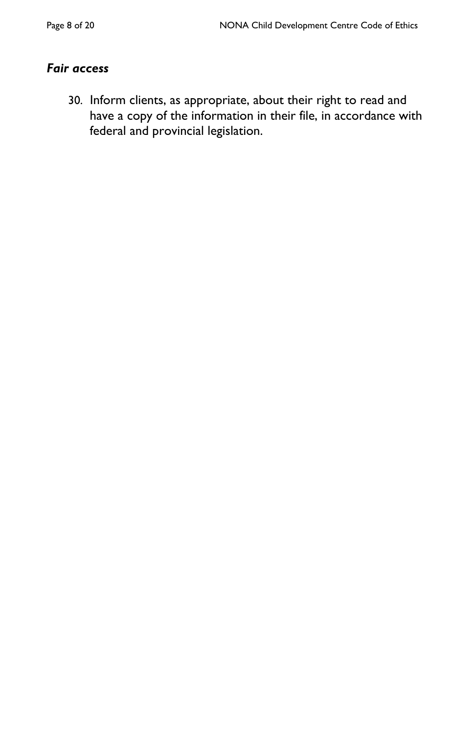### *Fair access*

30. Inform clients, as appropriate, about their right to read and have a copy of the information in their file, in accordance with federal and provincial legislation.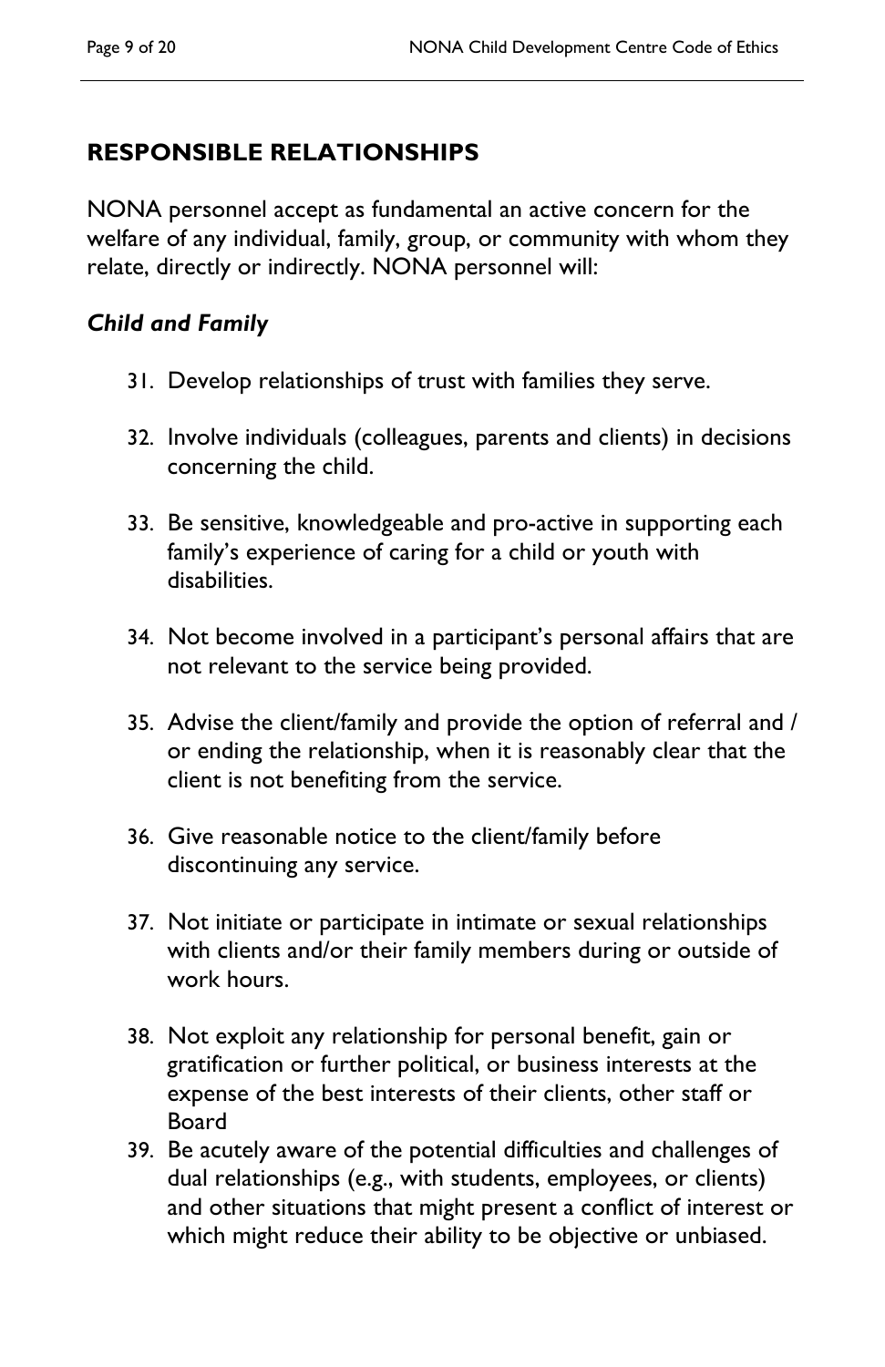## RESPONSIBLE RELATIONSHIPS

NONA personnel accept as fundamental an active concern for the welfare of any individual, family, group, or community with whom they relate, directly or indirectly. NONA personnel will:

### *Child and Family*

31. Develop relationships of trust with families they serve.

32. Involve individuals (colleagues, parents and clients) in decisions concerning the child.

33. Be sensitive, knowledgeable and pro-active in supporting each family's experience of caring for a child or youth with disabilities.

34. Not become involved in a participant's personal affairs that are not relevant to the service being provided.

35. Advise the client/family and provide the option of referral and / or ending the relationship, when it is reasonably clear that the client is not benefiting from the service.

36. Give reasonable notice to the client/family before discontinuing any service.

37. Not initiate or participate in intimate or sexual relationships with clients and/or their family members during or outside of work hours.

38. Not exploit any relationship for personal benefit, gain or gratification or further political, or business interests at the expense of the best interests of their clients, other staff or Board
39. Be acutely aware of the potential difficulties and challenges of dual relationships (e.g., with students, employees, or clients) and other situations that might present a conflict of interest or which might reduce their ability to be objective or unbiased.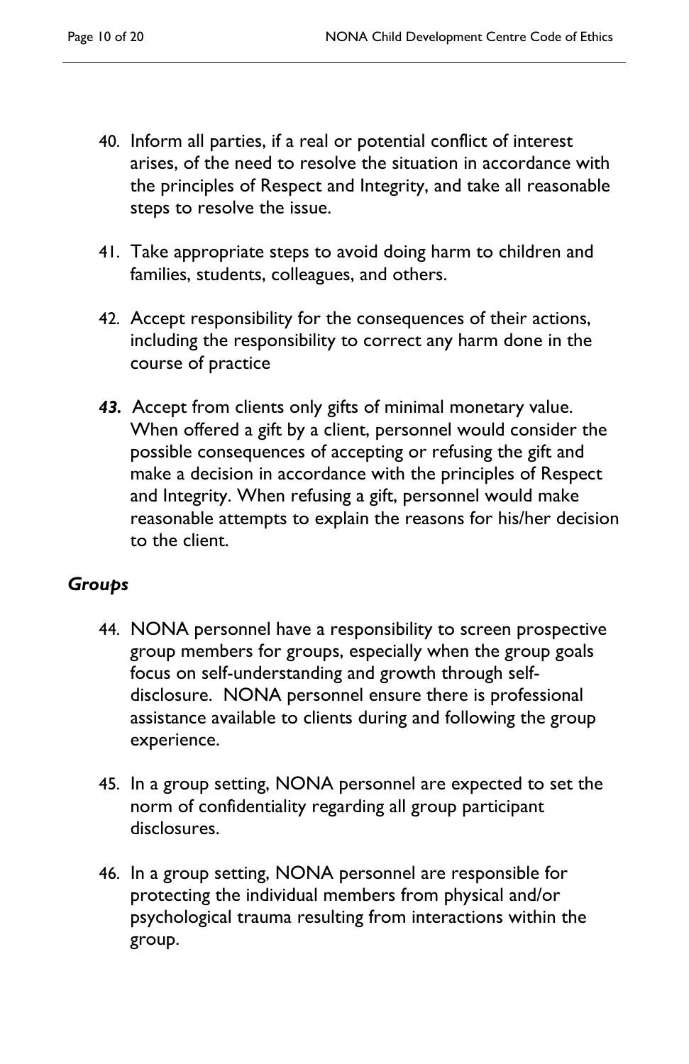40. Inform all parties, if a real or potential conflict of interest arises, of the need to resolve the situation in accordance with the principles of Respect and Integrity, and take all reasonable steps to resolve the issue.

41. Take appropriate steps to avoid doing harm to children and families, students, colleagues, and others.

42. Accept responsibility for the consequences of their actions, including the responsibility to correct any harm done in the course of practice

***43.*** Accept from clients only gifts of minimal monetary value. When offered a gift by a client, personnel would consider the possible consequences of accepting or refusing the gift and make a decision in accordance with the principles of Respect and Integrity. When refusing a gift, personnel would make reasonable attempts to explain the reasons for his/her decision to the client.

### *Groups*

44. NONA personnel have a responsibility to screen prospective group members for groups, especially when the group goals focus on self-understanding and growth through self-disclosure. NONA personnel ensure there is professional assistance available to clients during and following the group experience.

45. In a group setting, NONA personnel are expected to set the norm of confidentiality regarding all group participant disclosures.

46. In a group setting, NONA personnel are responsible for protecting the individual members from physical and/or psychological trauma resulting from interactions within the group.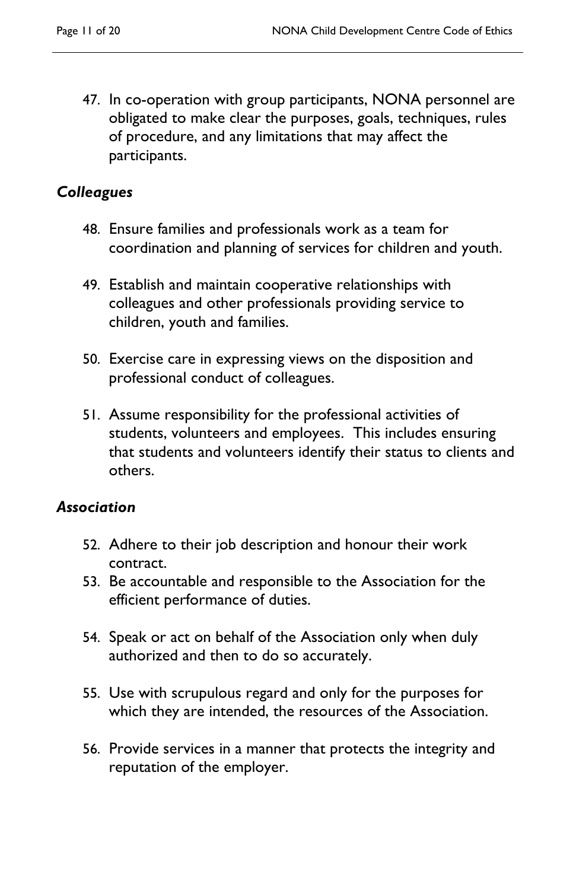47. In co-operation with group participants, NONA personnel are obligated to make clear the purposes, goals, techniques, rules of procedure, and any limitations that may affect the participants.

### *Colleagues*

48. Ensure families and professionals work as a team for coordination and planning of services for children and youth.

49. Establish and maintain cooperative relationships with colleagues and other professionals providing service to children, youth and families.

50. Exercise care in expressing views on the disposition and professional conduct of colleagues.

51. Assume responsibility for the professional activities of students, volunteers and employees. This includes ensuring that students and volunteers identify their status to clients and others.

### *Association*

52. Adhere to their job description and honour their work contract.
53. Be accountable and responsible to the Association for the efficient performance of duties.

54. Speak or act on behalf of the Association only when duly authorized and then to do so accurately.

55. Use with scrupulous regard and only for the purposes for which they are intended, the resources of the Association.

56. Provide services in a manner that protects the integrity and reputation of the employer.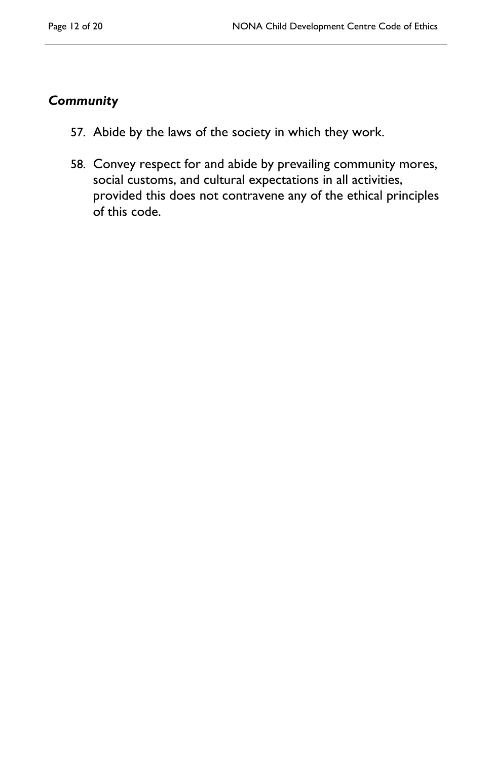### *Community*

57. Abide by the laws of the society in which they work.

58. Convey respect for and abide by prevailing community mores, social customs, and cultural expectations in all activities, provided this does not contravene any of the ethical principles of this code.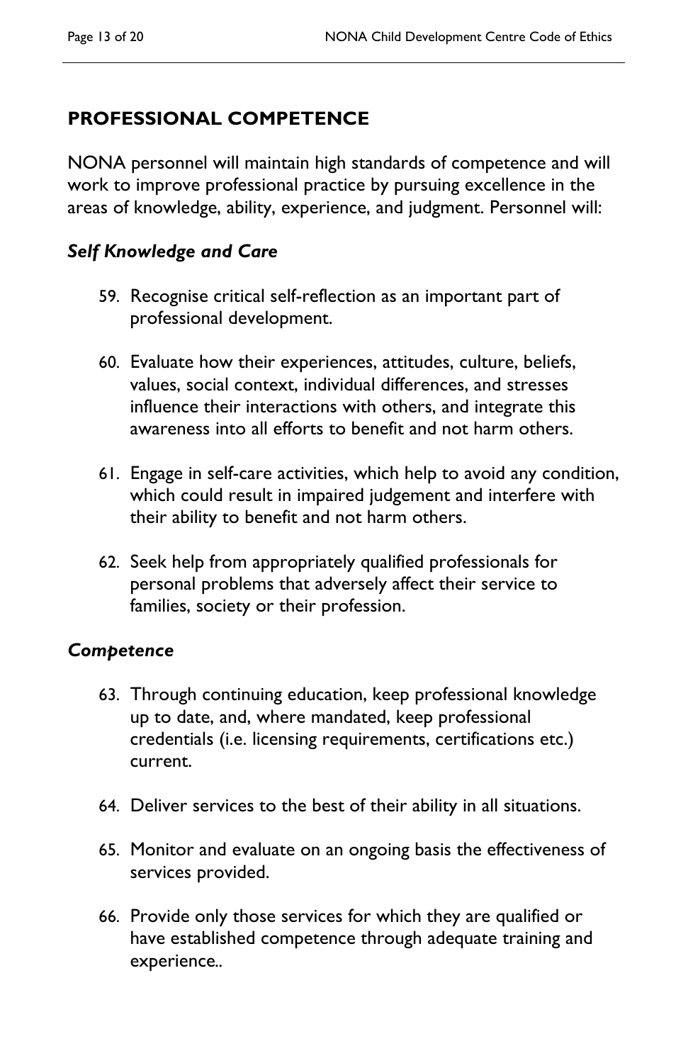## PROFESSIONAL COMPETENCE

NONA personnel will maintain high standards of competence and will work to improve professional practice by pursuing excellence in the areas of knowledge, ability, experience, and judgment. Personnel will:

### *Self Knowledge and Care*

59. Recognise critical self-reflection as an important part of professional development.

60. Evaluate how their experiences, attitudes, culture, beliefs, values, social context, individual differences, and stresses influence their interactions with others, and integrate this awareness into all efforts to benefit and not harm others.

61. Engage in self-care activities, which help to avoid any condition, which could result in impaired judgement and interfere with their ability to benefit and not harm others.

62. Seek help from appropriately qualified professionals for personal problems that adversely affect their service to families, society or their profession.

### *Competence*

63. Through continuing education, keep professional knowledge up to date, and, where mandated, keep professional credentials (i.e. licensing requirements, certifications etc.) current.

64. Deliver services to the best of their ability in all situations.

65. Monitor and evaluate on an ongoing basis the effectiveness of services provided.

66. Provide only those services for which they are qualified or have established competence through adequate training and experience..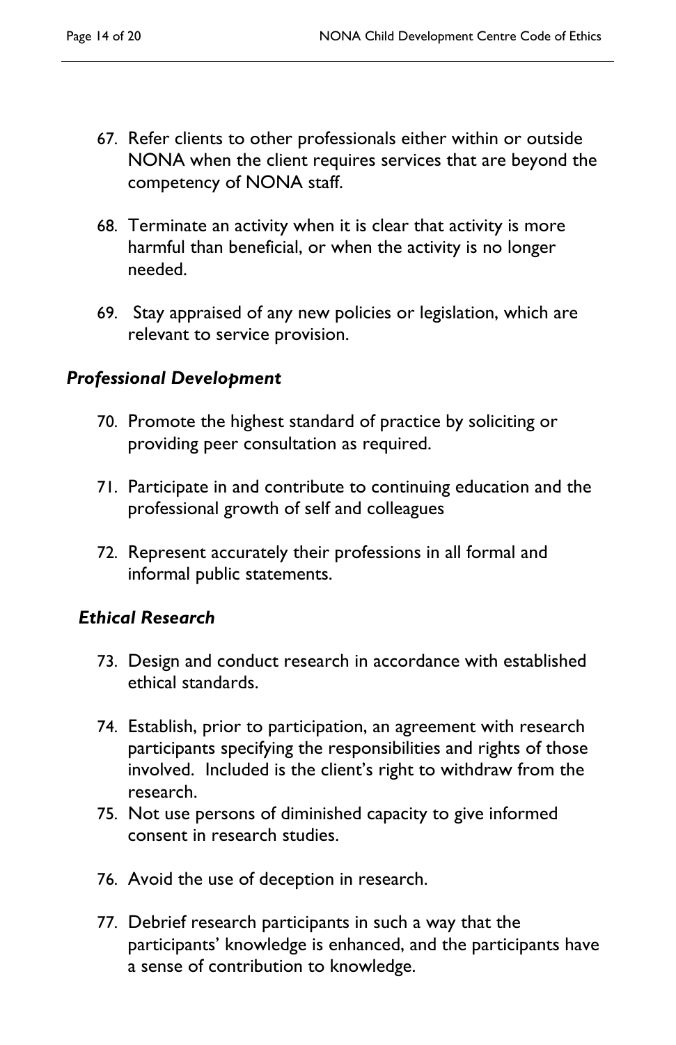67. Refer clients to other professionals either within or outside NONA when the client requires services that are beyond the competency of NONA staff.

68. Terminate an activity when it is clear that activity is more harmful than beneficial, or when the activity is no longer needed.

69. Stay appraised of any new policies or legislation, which are relevant to service provision.

### *Professional Development*

70. Promote the highest standard of practice by soliciting or providing peer consultation as required.

71. Participate in and contribute to continuing education and the professional growth of self and colleagues

72. Represent accurately their professions in all formal and informal public statements.

### *Ethical Research*

73. Design and conduct research in accordance with established ethical standards.

74. Establish, prior to participation, an agreement with research participants specifying the responsibilities and rights of those involved. Included is the client's right to withdraw from the research.
75. Not use persons of diminished capacity to give informed consent in research studies.

76. Avoid the use of deception in research.

77. Debrief research participants in such a way that the participants' knowledge is enhanced, and the participants have a sense of contribution to knowledge.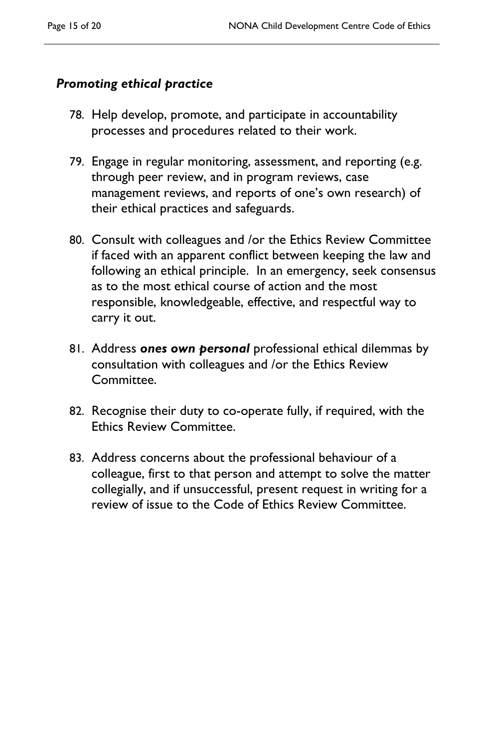### *Promoting ethical practice*

78. Help develop, promote, and participate in accountability processes and procedures related to their work.

79. Engage in regular monitoring, assessment, and reporting (e.g. through peer review, and in program reviews, case management reviews, and reports of one's own research) of their ethical practices and safeguards.

80. Consult with colleagues and /or the Ethics Review Committee if faced with an apparent conflict between keeping the law and following an ethical principle. In an emergency, seek consensus as to the most ethical course of action and the most responsible, knowledgeable, effective, and respectful way to carry it out.

81. Address ***ones own personal*** professional ethical dilemmas by consultation with colleagues and /or the Ethics Review Committee.

82. Recognise their duty to co-operate fully, if required, with the Ethics Review Committee.

83. Address concerns about the professional behaviour of a colleague, first to that person and attempt to solve the matter collegially, and if unsuccessful, present request in writing for a review of issue to the Code of Ethics Review Committee.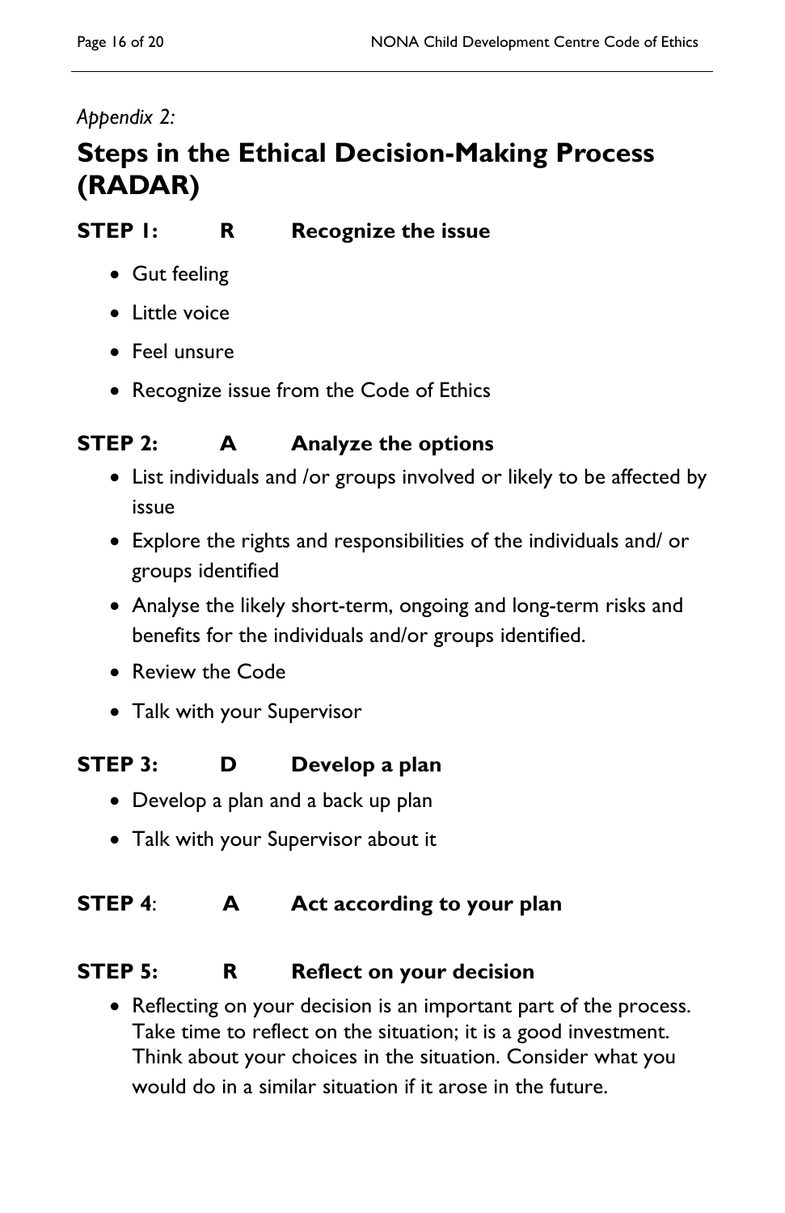*Appendix 2:*

# Steps in the Ethical Decision-Making Process (RADAR)

### STEP 1: R Recognize the issue

- Gut feeling
- Little voice
- Feel unsure
- Recognize issue from the Code of Ethics

### STEP 2: A Analyze the options

- List individuals and /or groups involved or likely to be affected by issue
- Explore the rights and responsibilities of the individuals and/ or groups identified
- Analyse the likely short-term, ongoing and long-term risks and benefits for the individuals and/or groups identified.
- Review the Code
- Talk with your Supervisor

### STEP 3: D Develop a plan

- Develop a plan and a back up plan
- Talk with your Supervisor about it

### STEP 4: A Act according to your plan

### STEP 5: R Reflect on your decision

- Reflecting on your decision is an important part of the process. Take time to reflect on the situation; it is a good investment. Think about your choices in the situation. Consider what you would do in a similar situation if it arose in the future.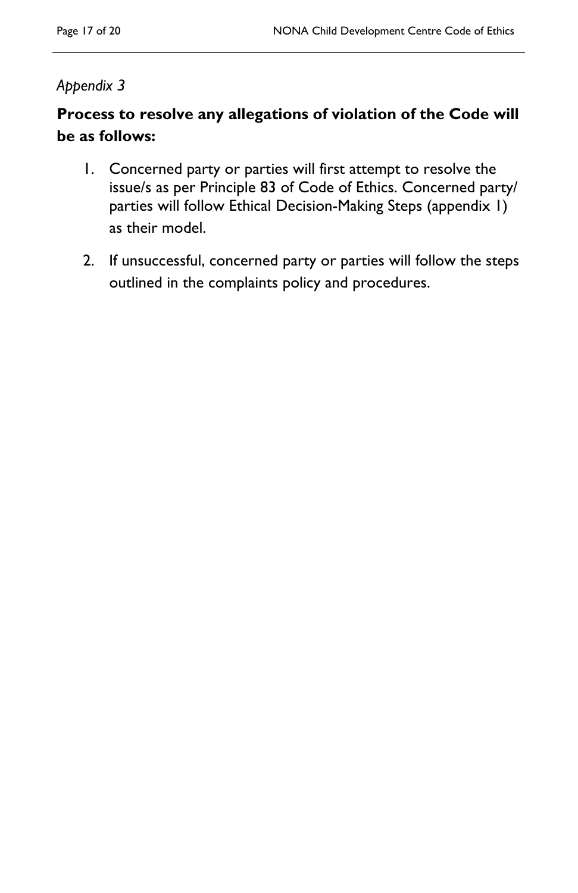*Appendix 3*

## Process to resolve any allegations of violation of the Code will be as follows:

1. Concerned party or parties will first attempt to resolve the issue/s as per Principle 83 of Code of Ethics. Concerned party/ parties will follow Ethical Decision-Making Steps (appendix 1) as their model.

2. If unsuccessful, concerned party or parties will follow the steps outlined in the complaints policy and procedures.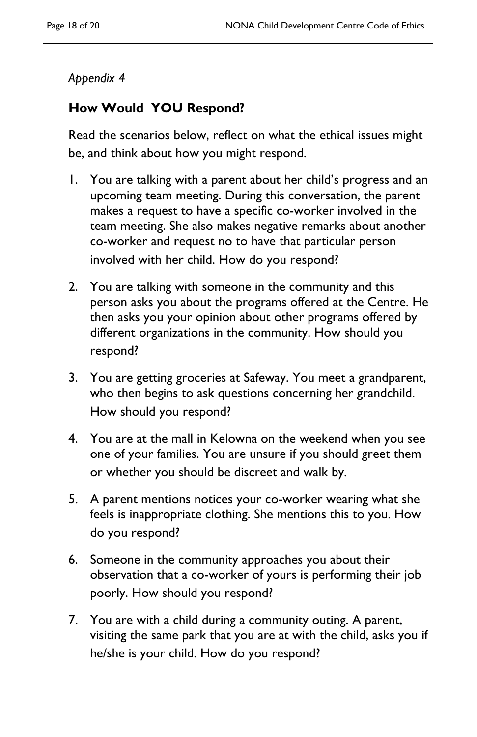*Appendix 4*

## How Would  YOU Respond?

Read the scenarios below, reflect on what the ethical issues might be, and think about how you might respond.

1. You are talking with a parent about her child's progress and an upcoming team meeting. During this conversation, the parent makes a request to have a specific co-worker involved in the team meeting. She also makes negative remarks about another co-worker and request no to have that particular person involved with her child. How do you respond?

2. You are talking with someone in the community and this person asks you about the programs offered at the Centre. He then asks you your opinion about other programs offered by different organizations in the community. How should you respond?

3. You are getting groceries at Safeway. You meet a grandparent, who then begins to ask questions concerning her grandchild. How should you respond?

4. You are at the mall in Kelowna on the weekend when you see one of your families. You are unsure if you should greet them or whether you should be discreet and walk by.

5. A parent mentions notices your co-worker wearing what she feels is inappropriate clothing. She mentions this to you. How do you respond?

6. Someone in the community approaches you about their observation that a co-worker of yours is performing their job poorly. How should you respond?

7. You are with a child during a community outing. A parent, visiting the same park that you are at with the child, asks you if he/she is your child. How do you respond?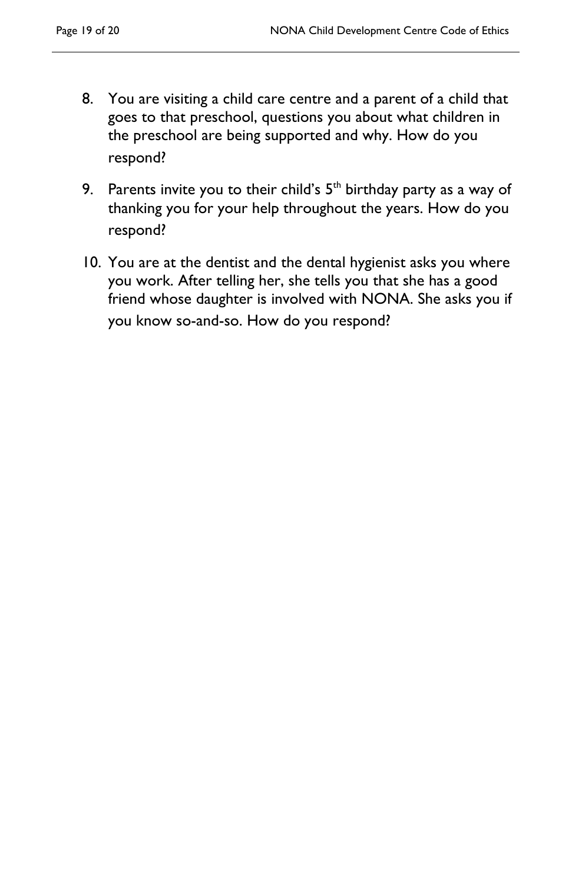8. You are visiting a child care centre and a parent of a child that goes to that preschool, questions you about what children in the preschool are being supported and why. How do you respond?

9. Parents invite you to their child's 5th birthday party as a way of thanking you for your help throughout the years. How do you respond?

10. You are at the dentist and the dental hygienist asks you where you work. After telling her, she tells you that she has a good friend whose daughter is involved with NONA. She asks you if you know so-and-so. How do you respond?